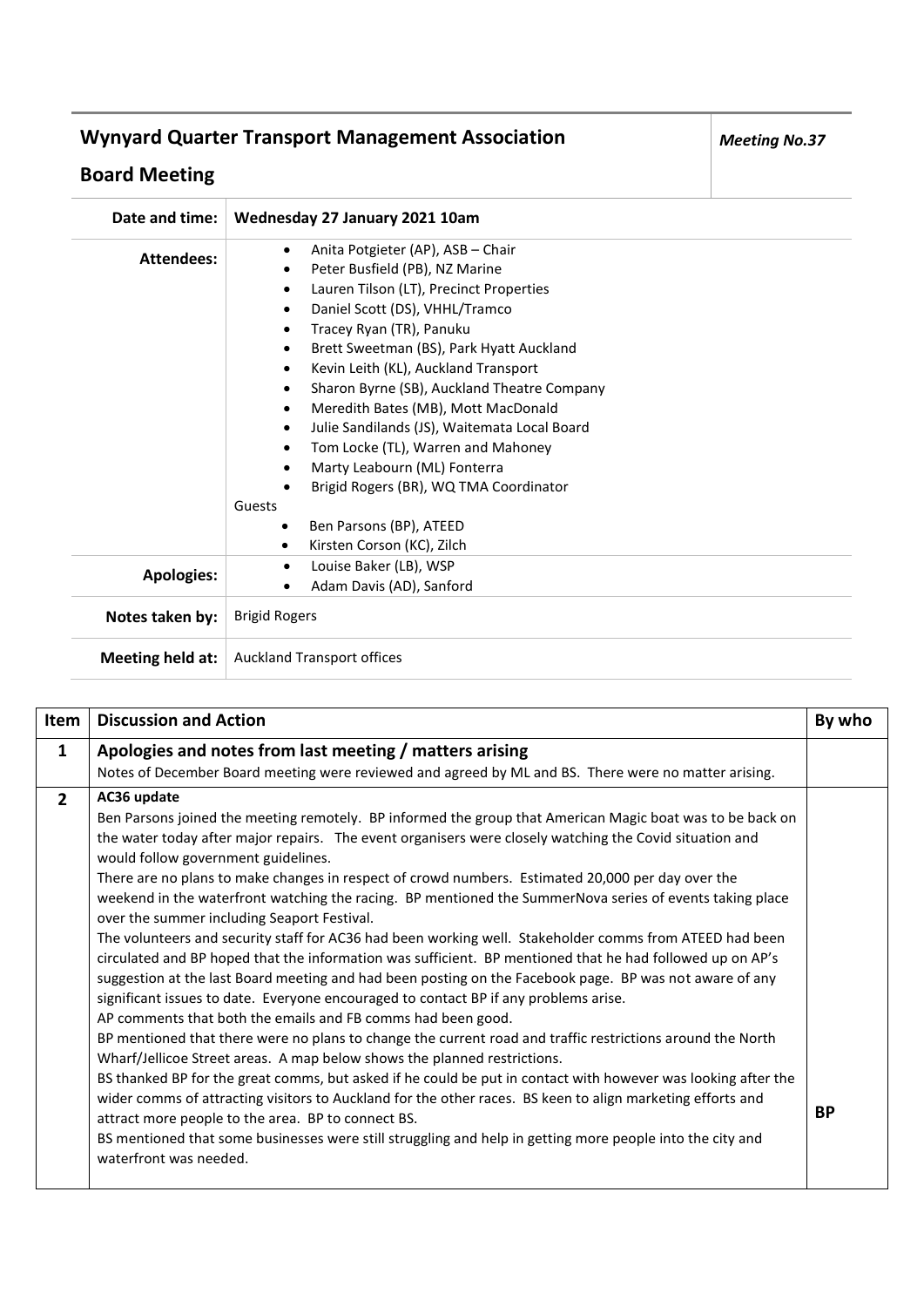# Wynyard Quarter Transport Management Association

## Board Meeting

*Meeting No.37*

| | |
|---|---|
| **Date and time:** | **Wednesday 27 January 2021 10am** |
| **Attendees:** | • Anita Potgieter (AP), ASB – Chair<br>• Peter Busfield (PB), NZ Marine<br>• Lauren Tilson (LT), Precinct Properties<br>• Daniel Scott (DS), VHHL/Tramco<br>• Tracey Ryan (TR), Panuku<br>• Brett Sweetman (BS), Park Hyatt Auckland<br>• Kevin Leith (KL), Auckland Transport<br>• Sharon Byrne (SB), Auckland Theatre Company<br>• Meredith Bates (MB), Mott MacDonald<br>• Julie Sandilands (JS), Waitemata Local Board<br>• Tom Locke (TL), Warren and Mahoney<br>• Marty Leabourn (ML) Fonterra<br>• Brigid Rogers (BR), WQ TMA Coordinator<br>Guests<br>• Ben Parsons (BP), ATEED<br>• Kirsten Corson (KC), Zilch |
| **Apologies:** | • Louise Baker (LB), WSP<br>• Adam Davis (AD), Sanford |
| **Notes taken by:** | Brigid Rogers |
| **Meeting held at:** | Auckland Transport offices |

| Item | Discussion and Action | By who |
|---|---|---|
| **1** | **Apologies and notes from last meeting / matters arising**<br>Notes of December Board meeting were reviewed and agreed by ML and BS. There were no matter arising. | |
| **2** | **AC36 update**<br>Ben Parsons joined the meeting remotely. BP informed the group that American Magic boat was to be back on the water today after major repairs. The event organisers were closely watching the Covid situation and would follow government guidelines.<br>There are no plans to make changes in respect of crowd numbers. Estimated 20,000 per day over the weekend in the waterfront watching the racing. BP mentioned the SummerNova series of events taking place over the summer including Seaport Festival.<br>The volunteers and security staff for AC36 had been working well. Stakeholder comms from ATEED had been circulated and BP hoped that the information was sufficient. BP mentioned that he had followed up on AP's suggestion at the last Board meeting and had been posting on the Facebook page. BP was not aware of any significant issues to date. Everyone encouraged to contact BP if any problems arise.<br>AP comments that both the emails and FB comms had been good.<br>BP mentioned that there were no plans to change the current road and traffic restrictions around the North Wharf/Jellicoe Street areas. A map below shows the planned restrictions.<br>BS thanked BP for the great comms, but asked if he could be put in contact with however was looking after the wider comms of attracting visitors to Auckland for the other races. BS keen to align marketing efforts and attract more people to the area. BP to connect BS.<br>BS mentioned that some businesses were still struggling and help in getting more people into the city and waterfront was needed. | **BP** |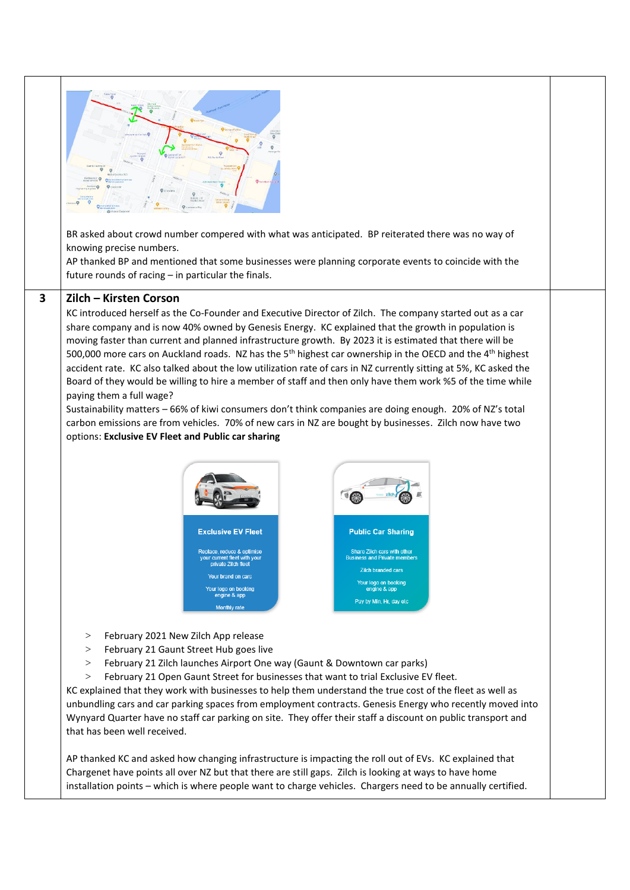BR asked about crowd number compered with what was anticipated. BP reiterated there was no way of knowing precise numbers.
AP thanked BP and mentioned that some businesses were planning corporate events to coincide with the future rounds of racing – in particular the finals.

## 3 Zilch – Kirsten Corson

KC introduced herself as the Co-Founder and Executive Director of Zilch. The company started out as a car share company and is now 40% owned by Genesis Energy. KC explained that the growth in population is moving faster than current and planned infrastructure growth. By 2023 it is estimated that there will be 500,000 more cars on Auckland roads. NZ has the 5th highest car ownership in the OECD and the 4th highest accident rate. KC also talked about the low utilization rate of cars in NZ currently sitting at 5%, KC asked the Board of they would be willing to hire a member of staff and then only have them work %5 of the time while paying them a full wage?
Sustainability matters – 66% of kiwi consumers don't think companies are doing enough. 20% of NZ's total carbon emissions are from vehicles. 70% of new cars in NZ are bought by businesses. Zilch now have two options: **Exclusive EV Fleet and Public car sharing**

**Exclusive EV Fleet**

Replace, reduce & optimise your current fleet with your private Zilch fleet

Your brand on cars

Your logo on booking engine & app

Monthly rate

**Public Car Sharing**

Share Zilch cars with other Business and Private members

Zilch branded cars

Your logo on booking engine & app

Pay by Min, Hr, day etc

> February 2021 New Zilch App release
> February 21 Gaunt Street Hub goes live
> February 21 Zilch launches Airport One way (Gaunt & Downtown car parks)
> February 21 Open Gaunt Street for businesses that want to trial Exclusive EV fleet.

KC explained that they work with businesses to help them understand the true cost of the fleet as well as unbundling cars and car parking spaces from employment contracts. Genesis Energy who recently moved into Wynyard Quarter have no staff car parking on site. They offer their staff a discount on public transport and that has been well received.

AP thanked KC and asked how changing infrastructure is impacting the roll out of EVs. KC explained that Chargenet have points all over NZ but that there are still gaps. Zilch is looking at ways to have home installation points – which is where people want to charge vehicles. Chargers need to be annually certified.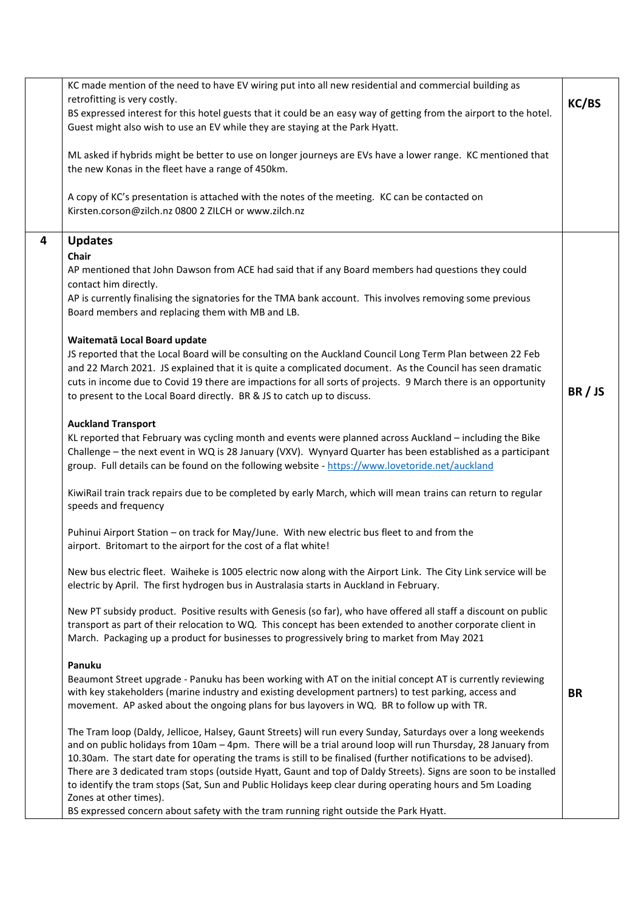| | | |
|---|---|---|
| | KC made mention of the need to have EV wiring put into all new residential and commercial building as retrofitting is very costly.<br>BS expressed interest for this hotel guests that it could be an easy way of getting from the airport to the hotel. Guest might also wish to use an EV while they are staying at the Park Hyatt.<br><br>ML asked if hybrids might be better to use on longer journeys are EVs have a lower range. KC mentioned that the new Konas in the fleet have a range of 450km.<br><br>A copy of KC's presentation is attached with the notes of the meeting. KC can be contacted on Kirsten.corson@zilch.nz 0800 2 ZILCH or www.zilch.nz | **KC/BS** |
| **4** | **Updates**<br>**Chair**<br>AP mentioned that John Dawson from ACE had said that if any Board members had questions they could contact him directly.<br>AP is currently finalising the signatories for the TMA bank account. This involves removing some previous Board members and replacing them with MB and LB.<br><br>**Waitematā Local Board update**<br>JS reported that the Local Board will be consulting on the Auckland Council Long Term Plan between 22 Feb and 22 March 2021. JS explained that it is quite a complicated document. As the Council has seen dramatic cuts in income due to Covid 19 there are impactions for all sorts of projects. 9 March there is an opportunity to present to the Local Board directly. BR & JS to catch up to discuss.<br><br>**Auckland Transport**<br>KL reported that February was cycling month and events were planned across Auckland – including the Bike Challenge – the next event in WQ is 28 January (VXV). Wynyard Quarter has been established as a participant group. Full details can be found on the following website - https://www.lovetoride.net/auckland<br><br>KiwiRail train track repairs due to be completed by early March, which will mean trains can return to regular speeds and frequency<br><br>Puhinui Airport Station – on track for May/June. With new electric bus fleet to and from the airport. Britomart to the airport for the cost of a flat white!<br><br>New bus electric fleet. Waiheke is 1005 electric now along with the Airport Link. The City Link service will be electric by April. The first hydrogen bus in Australasia starts in Auckland in February.<br><br>New PT subsidy product. Positive results with Genesis (so far), who have offered all staff a discount on public transport as part of their relocation to WQ. This concept has been extended to another corporate client in March. Packaging up a product for businesses to progressively bring to market from May 2021<br><br>**Panuku**<br>Beaumont Street upgrade - Panuku has been working with AT on the initial concept AT is currently reviewing with key stakeholders (marine industry and existing development partners) to test parking, access and movement. AP asked about the ongoing plans for bus layovers in WQ. BR to follow up with TR.<br><br>The Tram loop (Daldy, Jellicoe, Halsey, Gaunt Streets) will run every Sunday, Saturdays over a long weekends and on public holidays from 10am – 4pm. There will be a trial around loop will run Thursday, 28 January from 10.30am. The start date for operating the trams is still to be finalised (further notifications to be advised). There are 3 dedicated tram stops (outside Hyatt, Gaunt and top of Daldy Streets). Signs are soon to be installed to identify the tram stops (Sat, Sun and Public Holidays keep clear during operating hours and 5m Loading Zones at other times).<br>BS expressed concern about safety with the tram running right outside the Park Hyatt. | **BR / JS**<br><br>**BR** |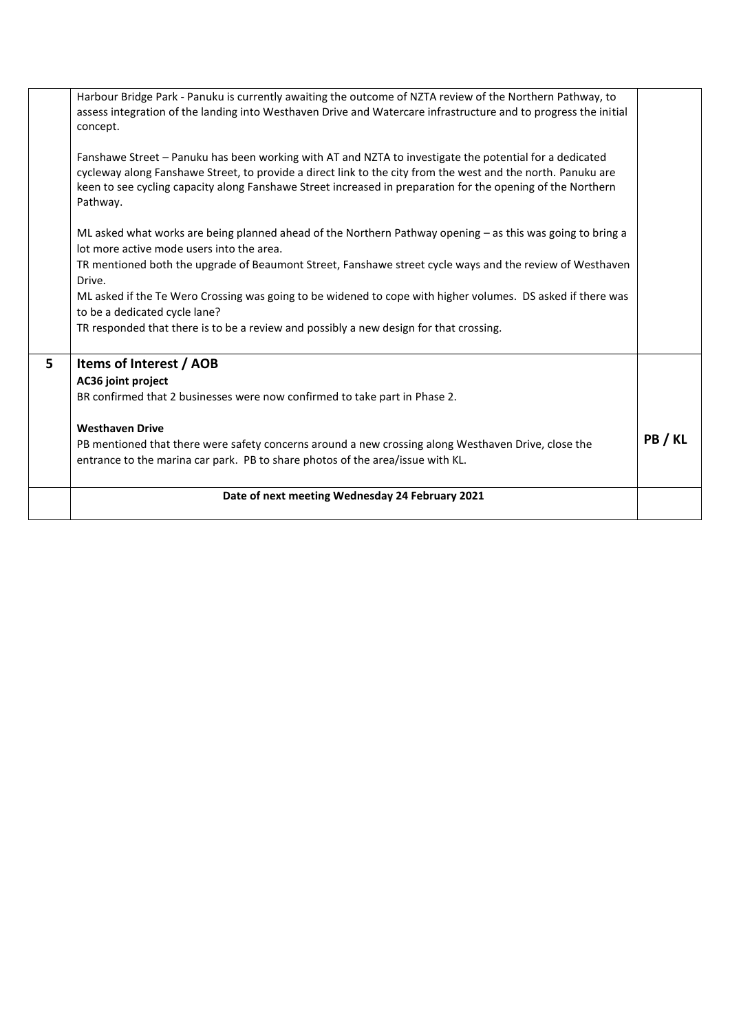| | | |
|---|---|---|
| | Harbour Bridge Park - Panuku is currently awaiting the outcome of NZTA review of the Northern Pathway, to assess integration of the landing into Westhaven Drive and Watercare infrastructure and to progress the initial concept.<br><br>Fanshawe Street – Panuku has been working with AT and NZTA to investigate the potential for a dedicated cycleway along Fanshawe Street, to provide a direct link to the city from the west and the north. Panuku are keen to see cycling capacity along Fanshawe Street increased in preparation for the opening of the Northern Pathway.<br><br>ML asked what works are being planned ahead of the Northern Pathway opening – as this was going to bring a lot more active mode users into the area.<br>TR mentioned both the upgrade of Beaumont Street, Fanshawe street cycle ways and the review of Westhaven Drive.<br>ML asked if the Te Wero Crossing was going to be widened to cope with higher volumes. DS asked if there was to be a dedicated cycle lane?<br>TR responded that there is to be a review and possibly a new design for that crossing. | |
| **5** | **Items of Interest / AOB**<br>**AC36 joint project**<br>BR confirmed that 2 businesses were now confirmed to take part in Phase 2.<br><br>**Westhaven Drive**<br>PB mentioned that there were safety concerns around a new crossing along Westhaven Drive, close the entrance to the marina car park. PB to share photos of the area/issue with KL. | **PB / KL** |
| | **Date of next meeting Wednesday 24 February 2021** | |